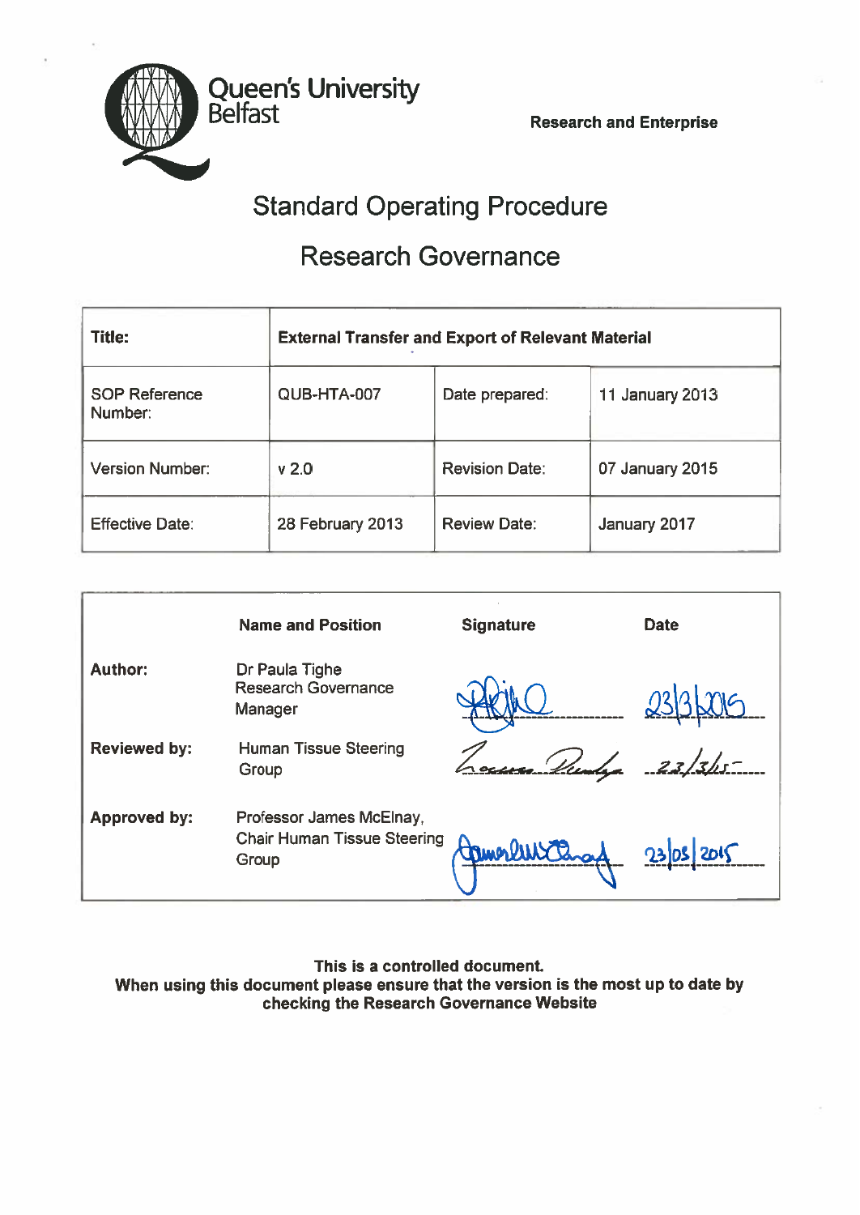Queen's University Belfast

**Research and Enterprise**

# Standard Operating Procedure

# Research Governance

| Title: | External Transfer and Export of Relevant Material | | |
|---|---|---|---|
| SOP Reference Number: | QUB-HTA-007 | Date prepared: | 11 January 2013 |
| Version Number: | v 2.0 | Revision Date: | 07 January 2015 |
| Effective Date: | 28 February 2013 | Review Date: | January 2017 |

| | Name and Position | Signature | Date |
|---|---|---|---|
| **Author:** | Dr Paula Tighe Research Governance Manager | [signature] | 23/3/2015 |
| **Reviewed by:** | Human Tissue Steering Group | [signature] | 23/3/15 |
| **Approved by:** | Professor James McElnay, Chair Human Tissue Steering Group | [signature] | 23/03/2015 |

**This is a controlled document.**
**When using this document please ensure that the version is the most up to date by checking the Research Governance Website**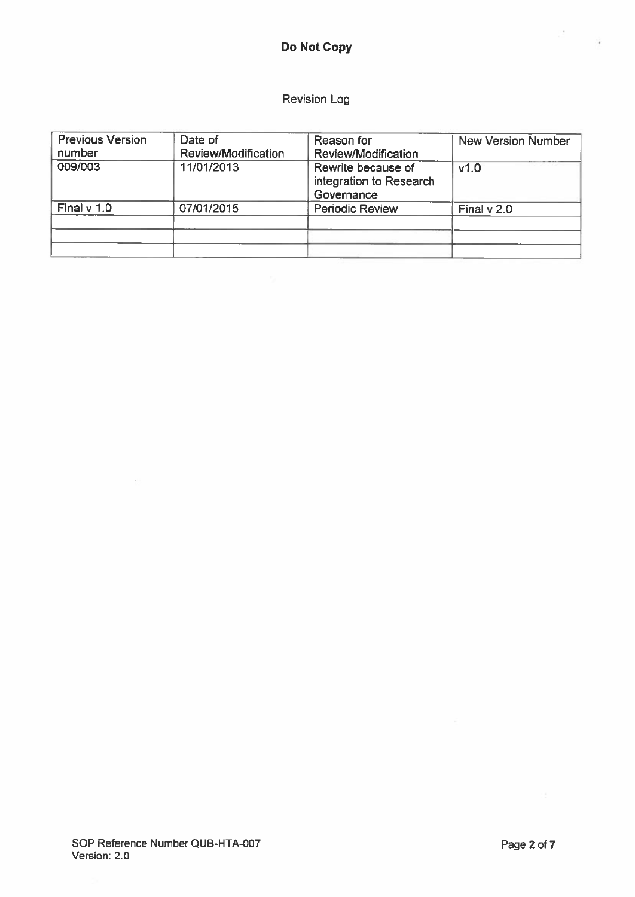**Do Not Copy**

Revision Log

| Previous Version number | Date of Review/Modification | Reason for Review/Modification | New Version Number |
|---|---|---|---|
| 009/003 | 11/01/2013 | Rewrite because of integration to Research Governance | v1.0 |
| Final v 1.0 | 07/01/2015 | Periodic Review | Final v 2.0 |
| | | | |
| | | | |
| | | | |

SOP Reference Number QUB-HTA-007
Version: 2.0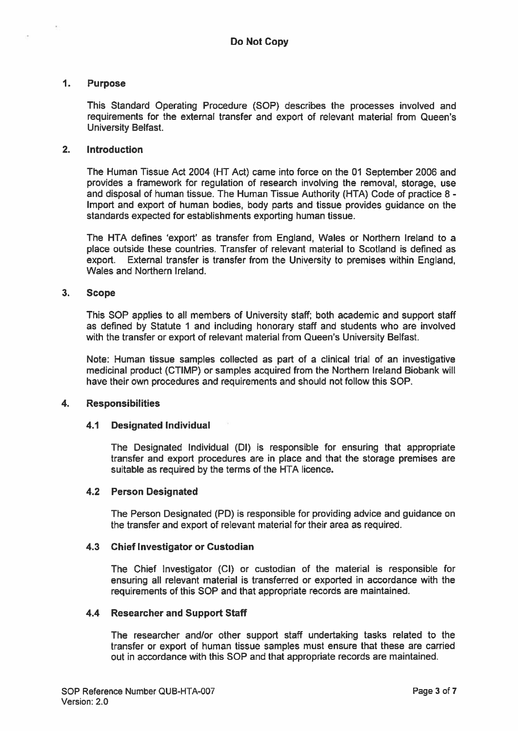**Do Not Copy**

## 1. Purpose

This Standard Operating Procedure (SOP) describes the processes involved and requirements for the external transfer and export of relevant material from Queen's University Belfast.

## 2. Introduction

The Human Tissue Act 2004 (HT Act) came into force on the 01 September 2006 and provides a framework for regulation of research involving the removal, storage, use and disposal of human tissue. The Human Tissue Authority (HTA) Code of practice 8 - Import and export of human bodies, body parts and tissue provides guidance on the standards expected for establishments exporting human tissue.

The HTA defines 'export' as transfer from England, Wales or Northern Ireland to a place outside these countries. Transfer of relevant material to Scotland is defined as export. External transfer is transfer from the University to premises within England, Wales and Northern Ireland.

## 3. Scope

This SOP applies to all members of University staff; both academic and support staff as defined by Statute 1 and including honorary staff and students who are involved with the transfer or export of relevant material from Queen's University Belfast.

Note: Human tissue samples collected as part of a clinical trial of an investigative medicinal product (CTIMP) or samples acquired from the Northern Ireland Biobank will have their own procedures and requirements and should not follow this SOP.

## 4. Responsibilities

### 4.1 Designated Individual

The Designated Individual (DI) is responsible for ensuring that appropriate transfer and export procedures are in place and that the storage premises are suitable as required by the terms of the HTA licence.

### 4.2 Person Designated

The Person Designated (PD) is responsible for providing advice and guidance on the transfer and export of relevant material for their area as required.

### 4.3 Chief Investigator or Custodian

The Chief Investigator (CI) or custodian of the material is responsible for ensuring all relevant material is transferred or exported in accordance with the requirements of this SOP and that appropriate records are maintained.

### 4.4 Researcher and Support Staff

The researcher and/or other support staff undertaking tasks related to the transfer or export of human tissue samples must ensure that these are carried out in accordance with this SOP and that appropriate records are maintained.

SOP Reference Number QUB-HTA-007
Version: 2.0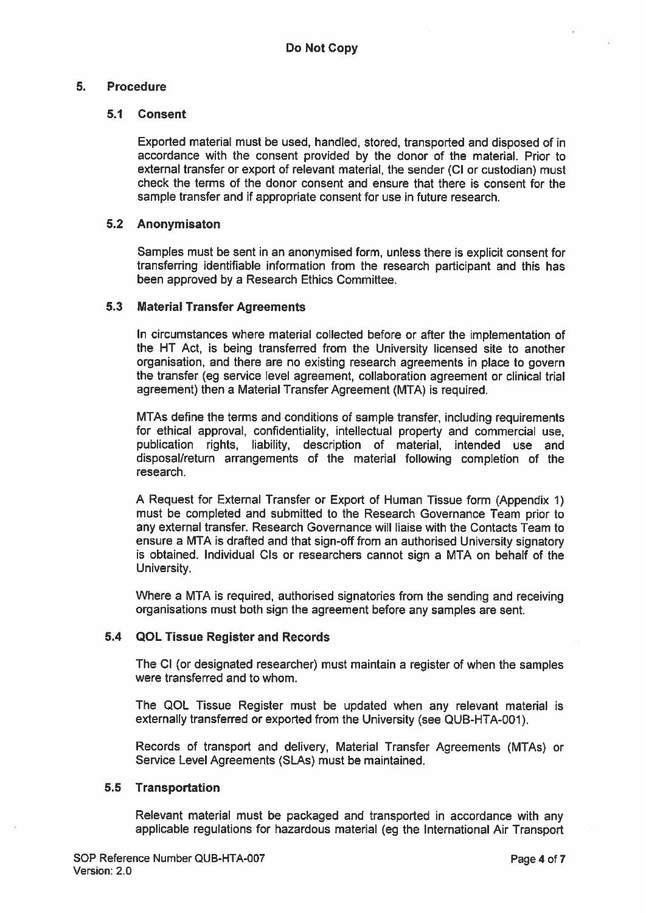## 5. Procedure

### 5.1 Consent

Exported material must be used, handled, stored, transported and disposed of in accordance with the consent provided by the donor of the material. Prior to external transfer or export of relevant material, the sender (CI or custodian) must check the terms of the donor consent and ensure that there is consent for the sample transfer and if appropriate consent for use in future research.

### 5.2 Anonymisaton

Samples must be sent in an anonymised form, unless there is explicit consent for transferring identifiable information from the research participant and this has been approved by a Research Ethics Committee.

### 5.3 Material Transfer Agreements

In circumstances where material collected before or after the implementation of the HT Act, is being transferred from the University licensed site to another organisation, and there are no existing research agreements in place to govern the transfer (eg service level agreement, collaboration agreement or clinical trial agreement) then a Material Transfer Agreement (MTA) is required.

MTAs define the terms and conditions of sample transfer, including requirements for ethical approval, confidentiality, intellectual property and commercial use, publication rights, liability, description of material, intended use and disposal/return arrangements of the material following completion of the research.

A Request for External Transfer or Export of Human Tissue form (Appendix 1) must be completed and submitted to the Research Governance Team prior to any external transfer. Research Governance will liaise with the Contacts Team to ensure a MTA is drafted and that sign-off from an authorised University signatory is obtained. Individual CIs or researchers cannot sign a MTA on behalf of the University.

Where a MTA is required, authorised signatories from the sending and receiving organisations must both sign the agreement before any samples are sent.

### 5.4 QOL Tissue Register and Records

The CI (or designated researcher) must maintain a register of when the samples were transferred and to whom.

The QOL Tissue Register must be updated when any relevant material is externally transferred or exported from the University (see QUB-HTA-001).

Records of transport and delivery, Material Transfer Agreements (MTAs) or Service Level Agreements (SLAs) must be maintained.

### 5.5 Transportation

Relevant material must be packaged and transported in accordance with any applicable regulations for hazardous material (eg the International Air Transport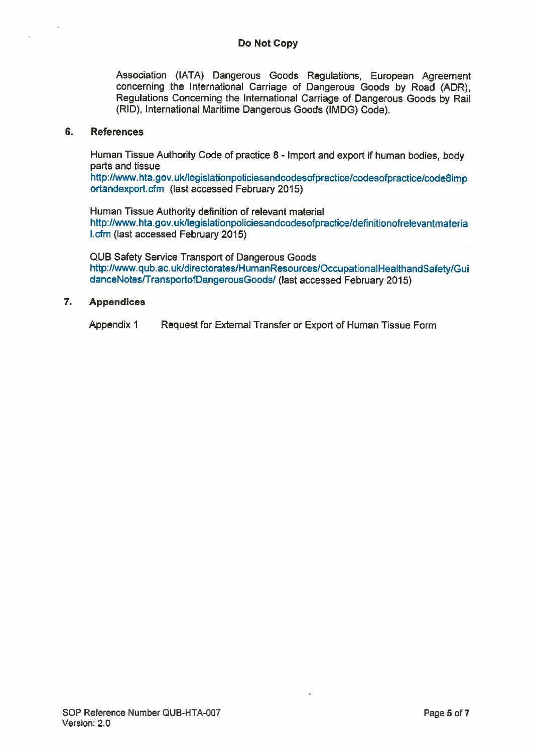**Do Not Copy**

Association (IATA) Dangerous Goods Regulations, European Agreement concerning the International Carriage of Dangerous Goods by Road (ADR), Regulations Concerning the International Carriage of Dangerous Goods by Rail (RID), International Maritime Dangerous Goods (IMDG) Code).

## 6. References

Human Tissue Authority Code of practice 8 - Import and export if human bodies, body parts and tissue
http://www.hta.gov.uk/legislationpoliciesandcodesofpractice/codesofpractice/code8importandexport.cfm (last accessed February 2015)

Human Tissue Authority definition of relevant material
http://www.hta.gov.uk/legislationpoliciesandcodesofpractice/definitionofrelevantmaterial.cfm (last accessed February 2015)

QUB Safety Service Transport of Dangerous Goods
http://www.qub.ac.uk/directorates/HumanResources/OccupationalHealthandSafety/GuidanceNotes/TransportofDangerousGoods/ (last accessed February 2015)

## 7. Appendices

Appendix 1 Request for External Transfer or Export of Human Tissue Form

SOP Reference Number QUB-HTA-007
Version: 2.0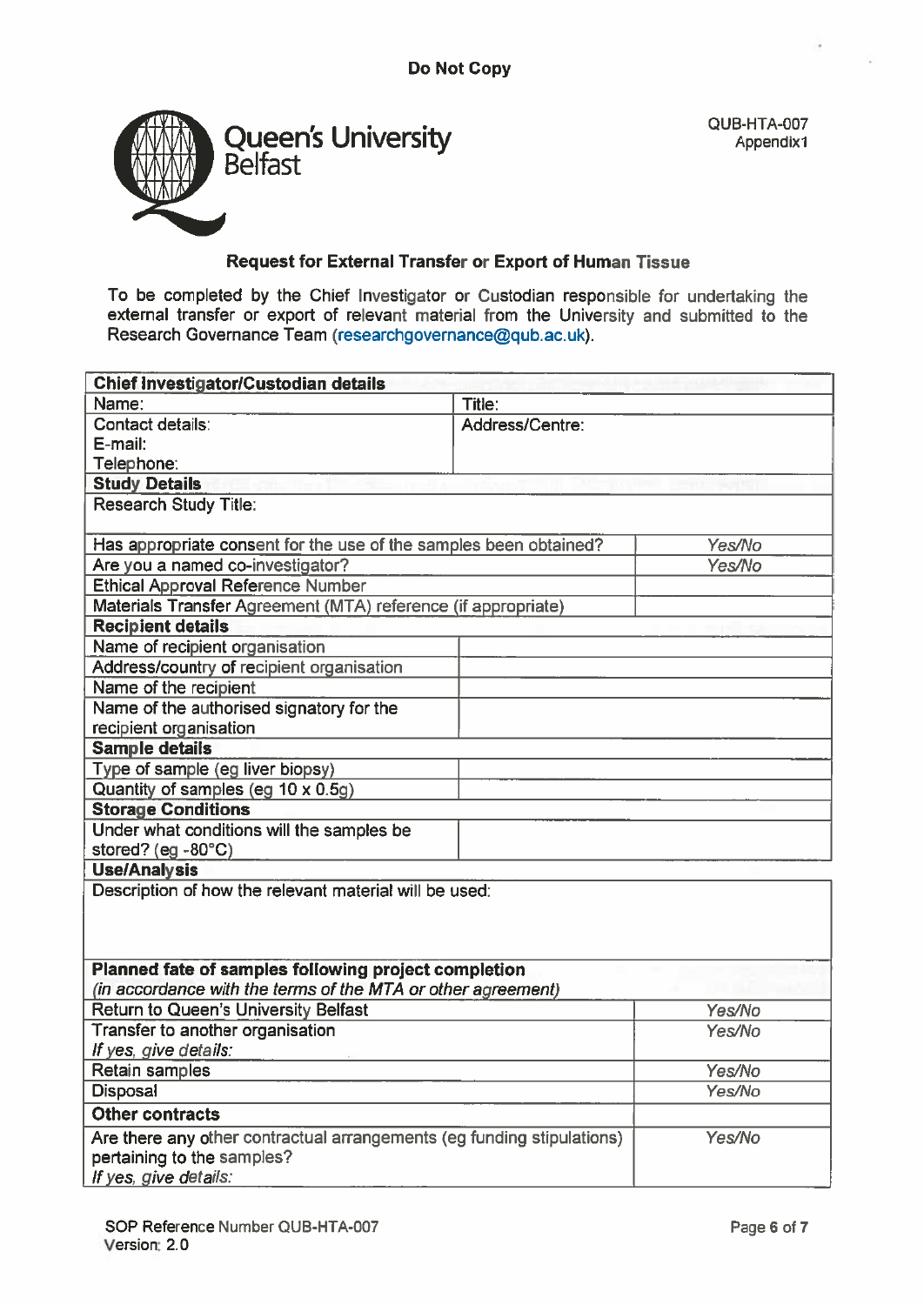Do Not Copy

Queen's University Belfast

QUB-HTA-007
Appendix1

## Request for External Transfer or Export of Human Tissue

To be completed by the Chief Investigator or Custodian responsible for undertaking the external transfer or export of relevant material from the University and submitted to the Research Governance Team (researchgovernance@qub.ac.uk).

| **Chief Investigator/Custodian details** | |
|---|---|
| Name: | Title: |
| Contact details:<br>E-mail:<br>Telephone: | Address/Centre: |
| **Study Details** | |
| Research Study Title: | |
| Has appropriate consent for the use of the samples been obtained? | *Yes/No* |
| Are you a named co-investigator? | *Yes/No* |
| Ethical Approval Reference Number | |
| Materials Transfer Agreement (MTA) reference (if appropriate) | |
| **Recipient details** | |
| Name of recipient organisation | |
| Address/country of recipient organisation | |
| Name of the recipient | |
| Name of the authorised signatory for the recipient organisation | |
| **Sample details** | |
| Type of sample (eg liver biopsy) | |
| Quantity of samples (eg 10 x 0.5g) | |
| **Storage Conditions** | |
| Under what conditions will the samples be stored? (eg -80°C) | |
| **Use/Analysis** | |
| Description of how the relevant material will be used: | |
| **Planned fate of samples following project completion**<br>*(in accordance with the terms of the MTA or other agreement)* | |
| Return to Queen's University Belfast | *Yes/No* |
| Transfer to another organisation<br>*If yes, give details:* | *Yes/No* |
| Retain samples | *Yes/No* |
| Disposal | *Yes/No* |
| **Other contracts** | |
| Are there any other contractual arrangements (eg funding stipulations) pertaining to the samples?<br>*If yes, give details:* | *Yes/No* |

SOP Reference Number QUB-HTA-007
Version: 2.0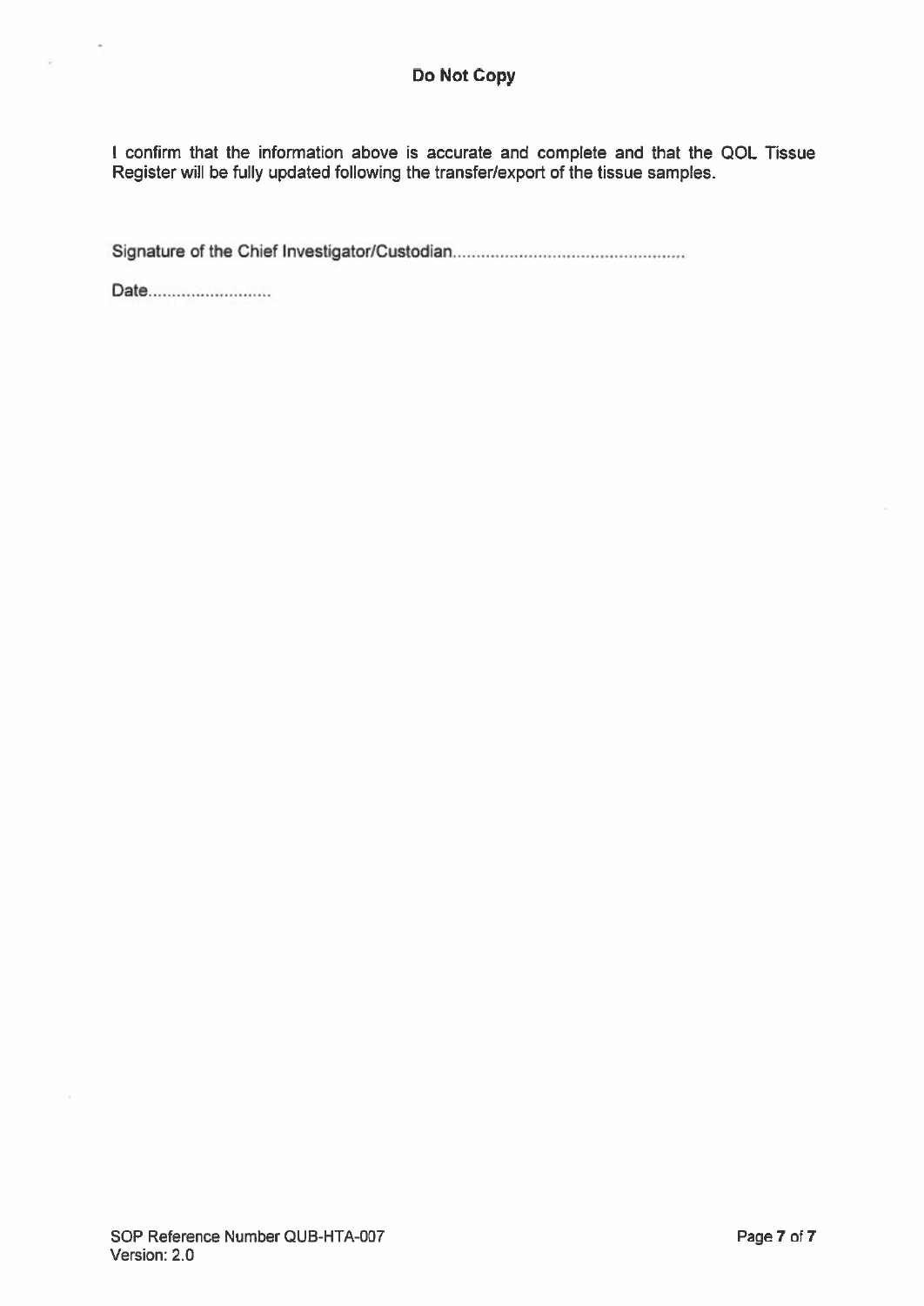**Do Not Copy**

I confirm that the information above is accurate and complete and that the QOL Tissue Register will be fully updated following the transfer/export of the tissue samples.

Signature of the Chief Investigator/Custodian................................................

Date..........................

SOP Reference Number QUB-HTA-007
Version: 2.0